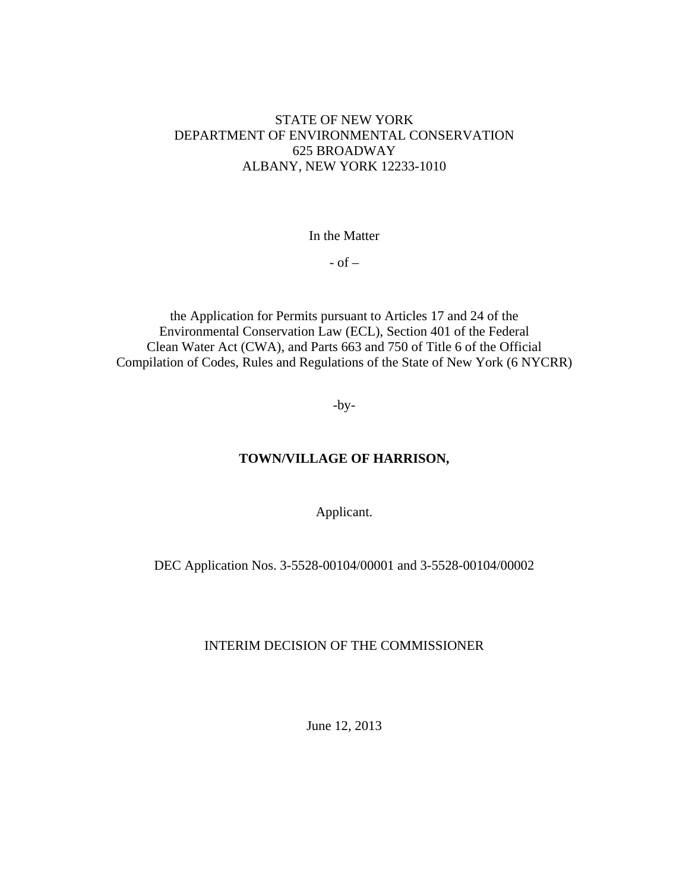STATE OF NEW YORK
DEPARTMENT OF ENVIRONMENTAL CONSERVATION
625 BROADWAY
ALBANY, NEW YORK 12233-1010

In the Matter

- of –

the Application for Permits pursuant to Articles 17 and 24 of the Environmental Conservation Law (ECL), Section 401 of the Federal Clean Water Act (CWA), and Parts 663 and 750 of Title 6 of the Official Compilation of Codes, Rules and Regulations of the State of New York (6 NYCRR)

-by-

**TOWN/VILLAGE OF HARRISON,**

Applicant.

DEC Application Nos. 3-5528-00104/00001 and 3-5528-00104/00002

INTERIM DECISION OF THE COMMISSIONER

June 12, 2013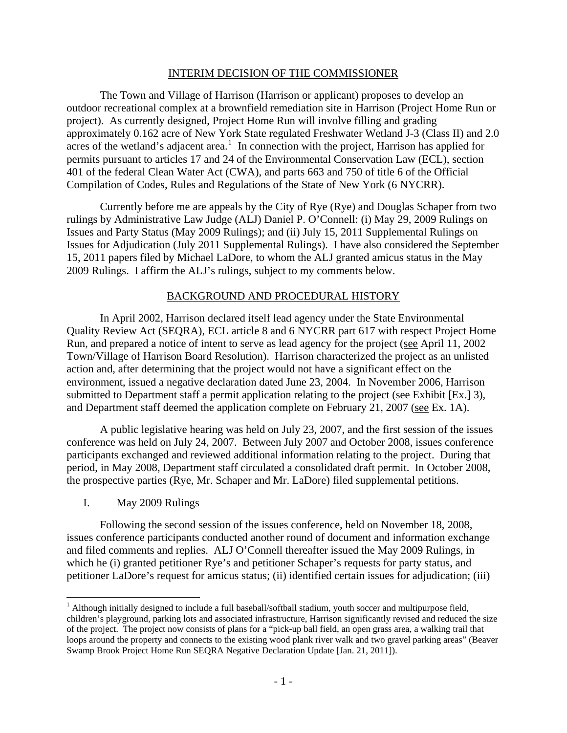## INTERIM DECISION OF THE COMMISSIONER

The Town and Village of Harrison (Harrison or applicant) proposes to develop an outdoor recreational complex at a brownfield remediation site in Harrison (Project Home Run or project). As currently designed, Project Home Run will involve filling and grading approximately 0.162 acre of New York State regulated Freshwater Wetland J-3 (Class II) and 2.0 acres of the wetland's adjacent area.[1] In connection with the project, Harrison has applied for permits pursuant to articles 17 and 24 of the Environmental Conservation Law (ECL), section 401 of the federal Clean Water Act (CWA), and parts 663 and 750 of title 6 of the Official Compilation of Codes, Rules and Regulations of the State of New York (6 NYCRR).

Currently before me are appeals by the City of Rye (Rye) and Douglas Schaper from two rulings by Administrative Law Judge (ALJ) Daniel P. O'Connell: (i) May 29, 2009 Rulings on Issues and Party Status (May 2009 Rulings); and (ii) July 15, 2011 Supplemental Rulings on Issues for Adjudication (July 2011 Supplemental Rulings). I have also considered the September 15, 2011 papers filed by Michael LaDore, to whom the ALJ granted amicus status in the May 2009 Rulings. I affirm the ALJ's rulings, subject to my comments below.

## BACKGROUND AND PROCEDURAL HISTORY

In April 2002, Harrison declared itself lead agency under the State Environmental Quality Review Act (SEQRA), ECL article 8 and 6 NYCRR part 617 with respect Project Home Run, and prepared a notice of intent to serve as lead agency for the project (see April 11, 2002 Town/Village of Harrison Board Resolution). Harrison characterized the project as an unlisted action and, after determining that the project would not have a significant effect on the environment, issued a negative declaration dated June 23, 2004. In November 2006, Harrison submitted to Department staff a permit application relating to the project (see Exhibit [Ex.] 3), and Department staff deemed the application complete on February 21, 2007 (see Ex. 1A).

A public legislative hearing was held on July 23, 2007, and the first session of the issues conference was held on July 24, 2007. Between July 2007 and October 2008, issues conference participants exchanged and reviewed additional information relating to the project. During that period, in May 2008, Department staff circulated a consolidated draft permit. In October 2008, the prospective parties (Rye, Mr. Schaper and Mr. LaDore) filed supplemental petitions.

### I. May 2009 Rulings

Following the second session of the issues conference, held on November 18, 2008, issues conference participants conducted another round of document and information exchange and filed comments and replies. ALJ O'Connell thereafter issued the May 2009 Rulings, in which he (i) granted petitioner Rye's and petitioner Schaper's requests for party status, and petitioner LaDore's request for amicus status; (ii) identified certain issues for adjudication; (iii)

---

[1] Although initially designed to include a full baseball/softball stadium, youth soccer and multipurpose field, children's playground, parking lots and associated infrastructure, Harrison significantly revised and reduced the size of the project. The project now consists of plans for a "pick-up ball field, an open grass area, a walking trail that loops around the property and connects to the existing wood plank river walk and two gravel parking areas" (Beaver Swamp Brook Project Home Run SEQRA Negative Declaration Update [Jan. 21, 2011]).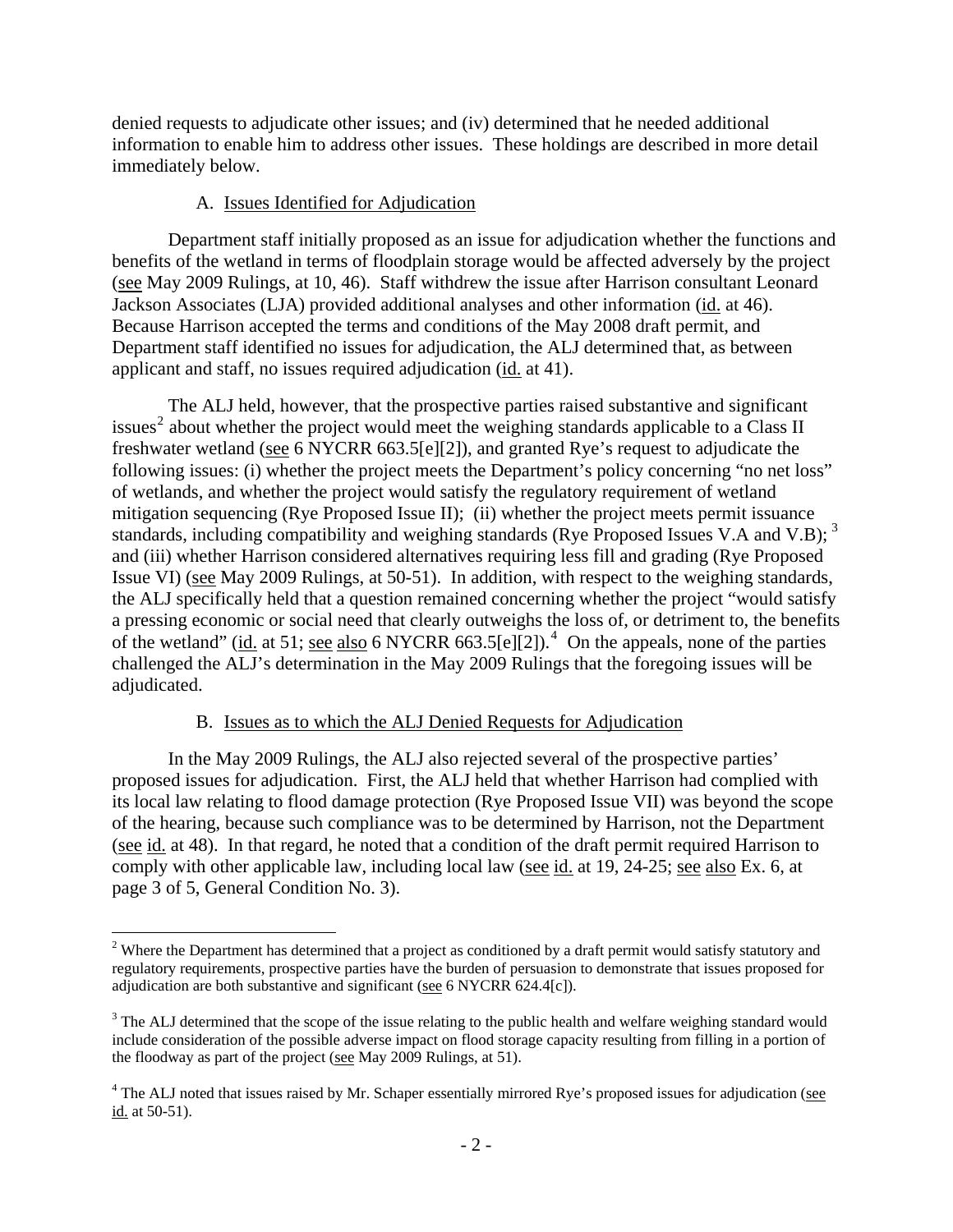denied requests to adjudicate other issues; and (iv) determined that he needed additional information to enable him to address other issues. These holdings are described in more detail immediately below.

### A. Issues Identified for Adjudication

Department staff initially proposed as an issue for adjudication whether the functions and benefits of the wetland in terms of floodplain storage would be affected adversely by the project (see May 2009 Rulings, at 10, 46). Staff withdrew the issue after Harrison consultant Leonard Jackson Associates (LJA) provided additional analyses and other information (id. at 46). Because Harrison accepted the terms and conditions of the May 2008 draft permit, and Department staff identified no issues for adjudication, the ALJ determined that, as between applicant and staff, no issues required adjudication (id. at 41).

The ALJ held, however, that the prospective parties raised substantive and significant issues[2] about whether the project would meet the weighing standards applicable to a Class II freshwater wetland (see 6 NYCRR 663.5[e][2]), and granted Rye's request to adjudicate the following issues: (i) whether the project meets the Department's policy concerning "no net loss" of wetlands, and whether the project would satisfy the regulatory requirement of wetland mitigation sequencing (Rye Proposed Issue II); (ii) whether the project meets permit issuance standards, including compatibility and weighing standards (Rye Proposed Issues V.A and V.B);[3] and (iii) whether Harrison considered alternatives requiring less fill and grading (Rye Proposed Issue VI) (see May 2009 Rulings, at 50-51). In addition, with respect to the weighing standards, the ALJ specifically held that a question remained concerning whether the project "would satisfy a pressing economic or social need that clearly outweighs the loss of, or detriment to, the benefits of the wetland" (id. at 51; see also 6 NYCRR 663.5[e][2]).[4] On the appeals, none of the parties challenged the ALJ's determination in the May 2009 Rulings that the foregoing issues will be adjudicated.

### B. Issues as to which the ALJ Denied Requests for Adjudication

In the May 2009 Rulings, the ALJ also rejected several of the prospective parties' proposed issues for adjudication. First, the ALJ held that whether Harrison had complied with its local law relating to flood damage protection (Rye Proposed Issue VII) was beyond the scope of the hearing, because such compliance was to be determined by Harrison, not the Department (see id. at 48). In that regard, he noted that a condition of the draft permit required Harrison to comply with other applicable law, including local law (see id. at 19, 24-25; see also Ex. 6, at page 3 of 5, General Condition No. 3).

---

[2] Where the Department has determined that a project as conditioned by a draft permit would satisfy statutory and regulatory requirements, prospective parties have the burden of persuasion to demonstrate that issues proposed for adjudication are both substantive and significant (see 6 NYCRR 624.4[c]).

[3] The ALJ determined that the scope of the issue relating to the public health and welfare weighing standard would include consideration of the possible adverse impact on flood storage capacity resulting from filling in a portion of the floodway as part of the project (see May 2009 Rulings, at 51).

[4] The ALJ noted that issues raised by Mr. Schaper essentially mirrored Rye's proposed issues for adjudication (see id. at 50-51).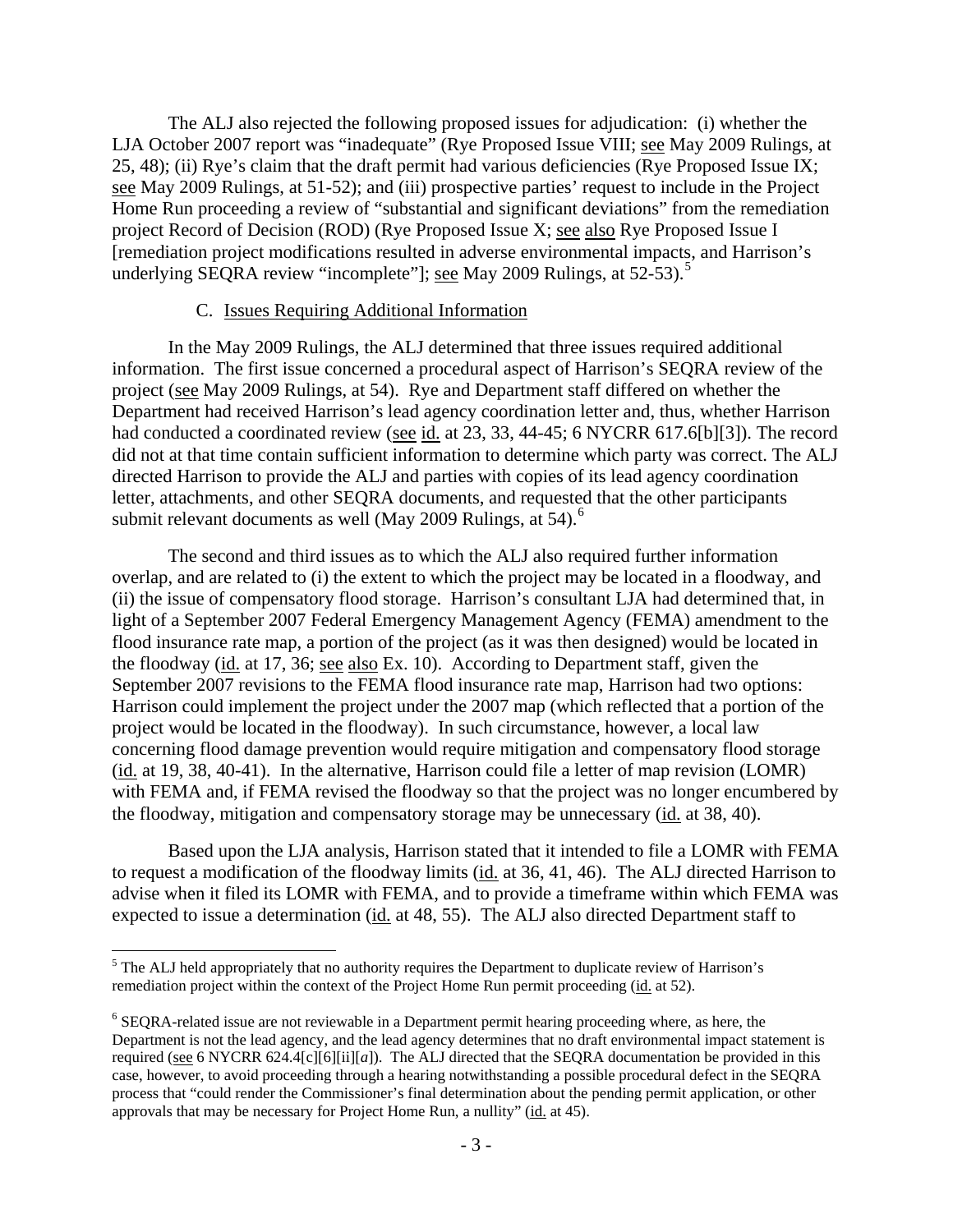The ALJ also rejected the following proposed issues for adjudication: (i) whether the LJA October 2007 report was "inadequate" (Rye Proposed Issue VIII; see May 2009 Rulings, at 25, 48); (ii) Rye's claim that the draft permit had various deficiencies (Rye Proposed Issue IX; see May 2009 Rulings, at 51-52); and (iii) prospective parties' request to include in the Project Home Run proceeding a review of "substantial and significant deviations" from the remediation project Record of Decision (ROD) (Rye Proposed Issue X; see also Rye Proposed Issue I [remediation project modifications resulted in adverse environmental impacts, and Harrison's underlying SEQRA review "incomplete"]; see May 2009 Rulings, at 52-53).[5]

### C. Issues Requiring Additional Information

In the May 2009 Rulings, the ALJ determined that three issues required additional information. The first issue concerned a procedural aspect of Harrison's SEQRA review of the project (see May 2009 Rulings, at 54). Rye and Department staff differed on whether the Department had received Harrison's lead agency coordination letter and, thus, whether Harrison had conducted a coordinated review (see id. at 23, 33, 44-45; 6 NYCRR 617.6[b][3]). The record did not at that time contain sufficient information to determine which party was correct. The ALJ directed Harrison to provide the ALJ and parties with copies of its lead agency coordination letter, attachments, and other SEQRA documents, and requested that the other participants submit relevant documents as well (May 2009 Rulings, at 54).[6]

The second and third issues as to which the ALJ also required further information overlap, and are related to (i) the extent to which the project may be located in a floodway, and (ii) the issue of compensatory flood storage. Harrison's consultant LJA had determined that, in light of a September 2007 Federal Emergency Management Agency (FEMA) amendment to the flood insurance rate map, a portion of the project (as it was then designed) would be located in the floodway (id. at 17, 36; see also Ex. 10). According to Department staff, given the September 2007 revisions to the FEMA flood insurance rate map, Harrison had two options: Harrison could implement the project under the 2007 map (which reflected that a portion of the project would be located in the floodway). In such circumstance, however, a local law concerning flood damage prevention would require mitigation and compensatory flood storage (id. at 19, 38, 40-41). In the alternative, Harrison could file a letter of map revision (LOMR) with FEMA and, if FEMA revised the floodway so that the project was no longer encumbered by the floodway, mitigation and compensatory storage may be unnecessary (id. at 38, 40).

Based upon the LJA analysis, Harrison stated that it intended to file a LOMR with FEMA to request a modification of the floodway limits (id. at 36, 41, 46). The ALJ directed Harrison to advise when it filed its LOMR with FEMA, and to provide a timeframe within which FEMA was expected to issue a determination (id. at 48, 55). The ALJ also directed Department staff to

---

[5] The ALJ held appropriately that no authority requires the Department to duplicate review of Harrison's remediation project within the context of the Project Home Run permit proceeding (id. at 52).

[6] SEQRA-related issue are not reviewable in a Department permit hearing proceeding where, as here, the Department is not the lead agency, and the lead agency determines that no draft environmental impact statement is required (see 6 NYCRR 624.4[c][6][ii][*a*]). The ALJ directed that the SEQRA documentation be provided in this case, however, to avoid proceeding through a hearing notwithstanding a possible procedural defect in the SEQRA process that "could render the Commissioner's final determination about the pending permit application, or other approvals that may be necessary for Project Home Run, a nullity" (id. at 45).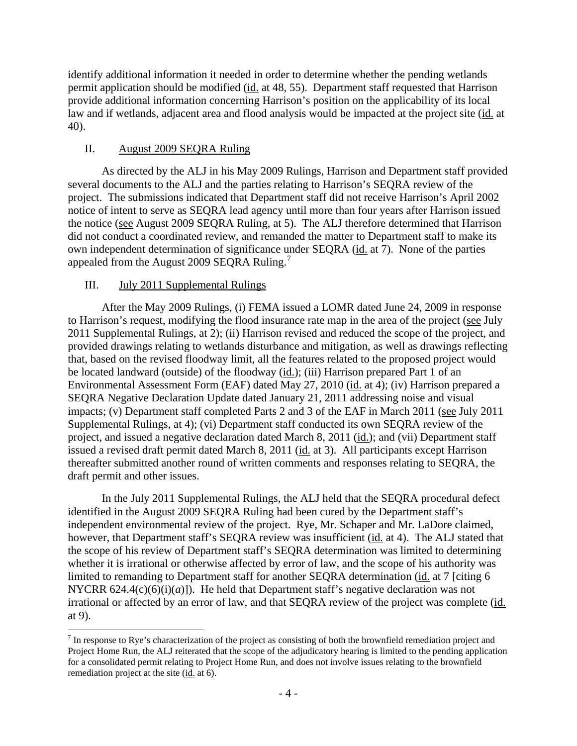identify additional information it needed in order to determine whether the pending wetlands permit application should be modified (id. at 48, 55). Department staff requested that Harrison provide additional information concerning Harrison's position on the applicability of its local law and if wetlands, adjacent area and flood analysis would be impacted at the project site (id. at 40).

## II. August 2009 SEQRA Ruling

As directed by the ALJ in his May 2009 Rulings, Harrison and Department staff provided several documents to the ALJ and the parties relating to Harrison's SEQRA review of the project. The submissions indicated that Department staff did not receive Harrison's April 2002 notice of intent to serve as SEQRA lead agency until more than four years after Harrison issued the notice (see August 2009 SEQRA Ruling, at 5). The ALJ therefore determined that Harrison did not conduct a coordinated review, and remanded the matter to Department staff to make its own independent determination of significance under SEQRA (id. at 7). None of the parties appealed from the August 2009 SEQRA Ruling.[7]

## III. July 2011 Supplemental Rulings

After the May 2009 Rulings, (i) FEMA issued a LOMR dated June 24, 2009 in response to Harrison's request, modifying the flood insurance rate map in the area of the project (see July 2011 Supplemental Rulings, at 2); (ii) Harrison revised and reduced the scope of the project, and provided drawings relating to wetlands disturbance and mitigation, as well as drawings reflecting that, based on the revised floodway limit, all the features related to the proposed project would be located landward (outside) of the floodway (id.); (iii) Harrison prepared Part 1 of an Environmental Assessment Form (EAF) dated May 27, 2010 (id. at 4); (iv) Harrison prepared a SEQRA Negative Declaration Update dated January 21, 2011 addressing noise and visual impacts; (v) Department staff completed Parts 2 and 3 of the EAF in March 2011 (see July 2011 Supplemental Rulings, at 4); (vi) Department staff conducted its own SEQRA review of the project, and issued a negative declaration dated March 8, 2011 (id.); and (vii) Department staff issued a revised draft permit dated March 8, 2011 (id. at 3). All participants except Harrison thereafter submitted another round of written comments and responses relating to SEQRA, the draft permit and other issues.

In the July 2011 Supplemental Rulings, the ALJ held that the SEQRA procedural defect identified in the August 2009 SEQRA Ruling had been cured by the Department staff's independent environmental review of the project. Rye, Mr. Schaper and Mr. LaDore claimed, however, that Department staff's SEQRA review was insufficient (id. at 4). The ALJ stated that the scope of his review of Department staff's SEQRA determination was limited to determining whether it is irrational or otherwise affected by error of law, and the scope of his authority was limited to remanding to Department staff for another SEQRA determination (id. at 7 [citing 6 NYCRR 624.4(c)(6)(i)(*a*)]). He held that Department staff's negative declaration was not irrational or affected by an error of law, and that SEQRA review of the project was complete (id. at 9).

---

[7] In response to Rye's characterization of the project as consisting of both the brownfield remediation project and Project Home Run, the ALJ reiterated that the scope of the adjudicatory hearing is limited to the pending application for a consolidated permit relating to Project Home Run, and does not involve issues relating to the brownfield remediation project at the site (id. at 6).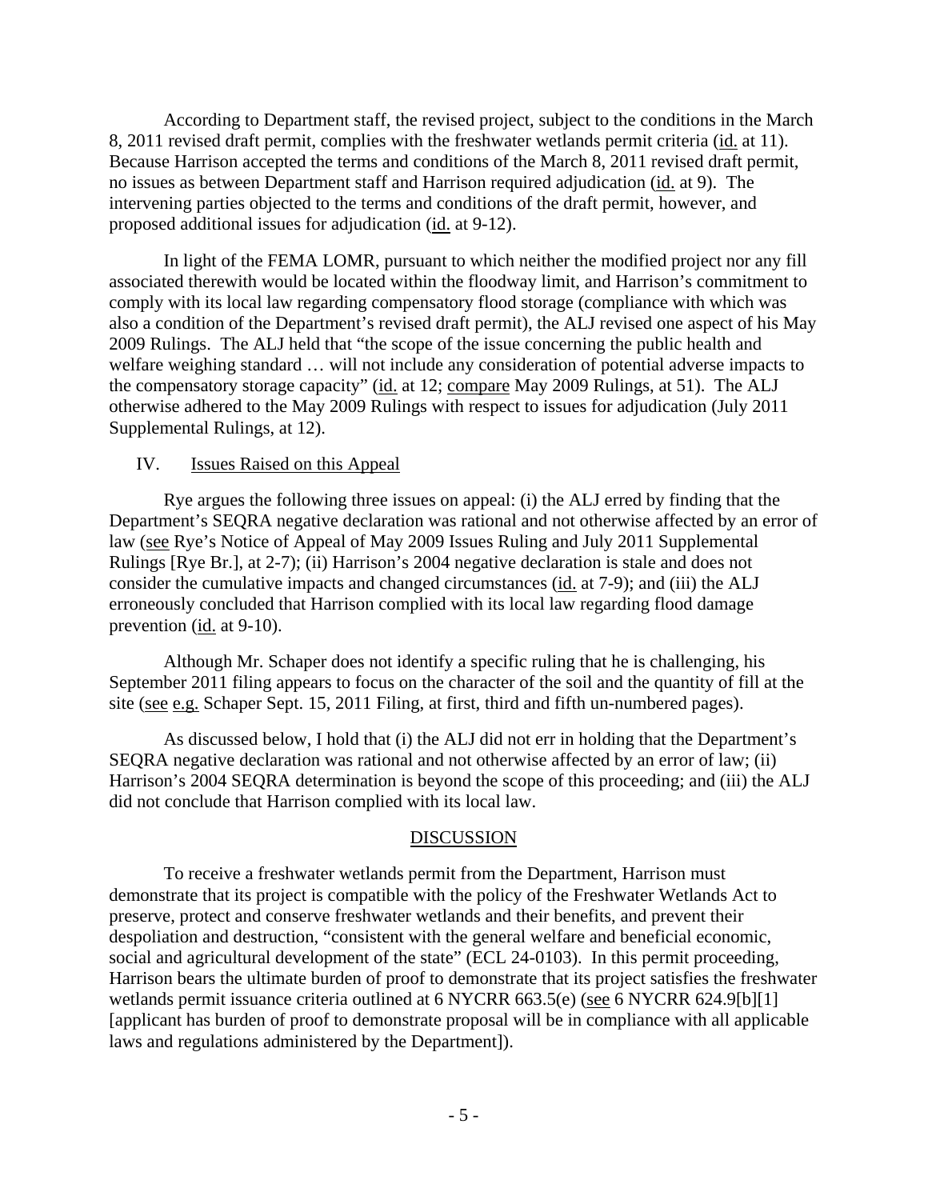According to Department staff, the revised project, subject to the conditions in the March 8, 2011 revised draft permit, complies with the freshwater wetlands permit criteria (id. at 11). Because Harrison accepted the terms and conditions of the March 8, 2011 revised draft permit, no issues as between Department staff and Harrison required adjudication (id. at 9). The intervening parties objected to the terms and conditions of the draft permit, however, and proposed additional issues for adjudication (id. at 9-12).

In light of the FEMA LOMR, pursuant to which neither the modified project nor any fill associated therewith would be located within the floodway limit, and Harrison's commitment to comply with its local law regarding compensatory flood storage (compliance with which was also a condition of the Department's revised draft permit), the ALJ revised one aspect of his May 2009 Rulings. The ALJ held that "the scope of the issue concerning the public health and welfare weighing standard … will not include any consideration of potential adverse impacts to the compensatory storage capacity" (id. at 12; compare May 2009 Rulings, at 51). The ALJ otherwise adhered to the May 2009 Rulings with respect to issues for adjudication (July 2011 Supplemental Rulings, at 12).

## IV. Issues Raised on this Appeal

Rye argues the following three issues on appeal: (i) the ALJ erred by finding that the Department's SEQRA negative declaration was rational and not otherwise affected by an error of law (see Rye's Notice of Appeal of May 2009 Issues Ruling and July 2011 Supplemental Rulings [Rye Br.], at 2-7); (ii) Harrison's 2004 negative declaration is stale and does not consider the cumulative impacts and changed circumstances (id. at 7-9); and (iii) the ALJ erroneously concluded that Harrison complied with its local law regarding flood damage prevention (id. at 9-10).

Although Mr. Schaper does not identify a specific ruling that he is challenging, his September 2011 filing appears to focus on the character of the soil and the quantity of fill at the site (see e.g. Schaper Sept. 15, 2011 Filing, at first, third and fifth un-numbered pages).

As discussed below, I hold that (i) the ALJ did not err in holding that the Department's SEQRA negative declaration was rational and not otherwise affected by an error of law; (ii) Harrison's 2004 SEQRA determination is beyond the scope of this proceeding; and (iii) the ALJ did not conclude that Harrison complied with its local law.

## DISCUSSION

To receive a freshwater wetlands permit from the Department, Harrison must demonstrate that its project is compatible with the policy of the Freshwater Wetlands Act to preserve, protect and conserve freshwater wetlands and their benefits, and prevent their despoliation and destruction, "consistent with the general welfare and beneficial economic, social and agricultural development of the state" (ECL 24-0103). In this permit proceeding, Harrison bears the ultimate burden of proof to demonstrate that its project satisfies the freshwater wetlands permit issuance criteria outlined at 6 NYCRR 663.5(e) (see 6 NYCRR 624.9[b][1] [applicant has burden of proof to demonstrate proposal will be in compliance with all applicable laws and regulations administered by the Department]).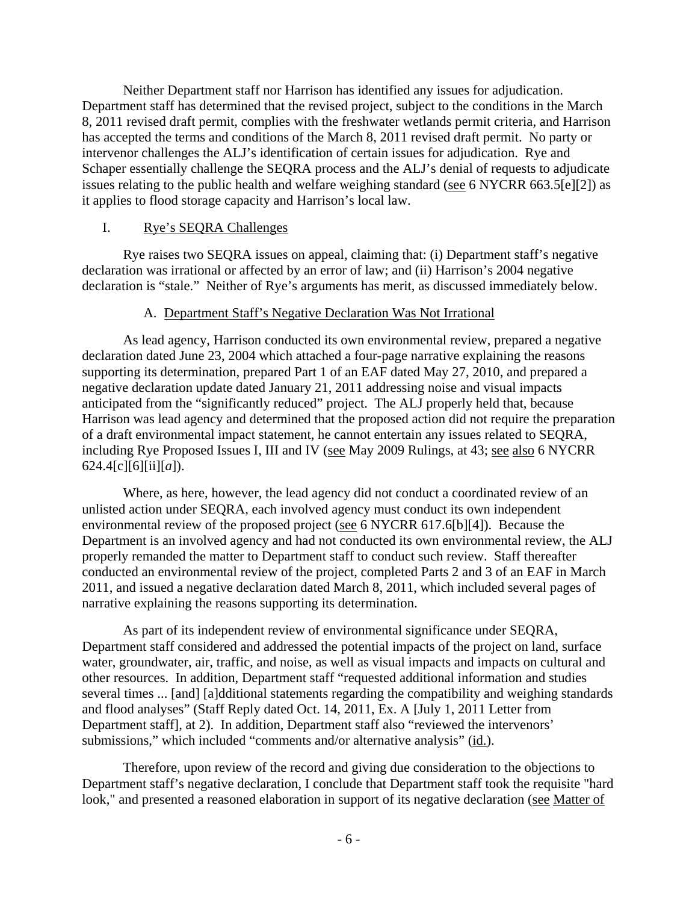Neither Department staff nor Harrison has identified any issues for adjudication. Department staff has determined that the revised project, subject to the conditions in the March 8, 2011 revised draft permit, complies with the freshwater wetlands permit criteria, and Harrison has accepted the terms and conditions of the March 8, 2011 revised draft permit. No party or intervenor challenges the ALJ's identification of certain issues for adjudication. Rye and Schaper essentially challenge the SEQRA process and the ALJ's denial of requests to adjudicate issues relating to the public health and welfare weighing standard (see 6 NYCRR 663.5[e][2]) as it applies to flood storage capacity and Harrison's local law.

## I. Rye's SEQRA Challenges

Rye raises two SEQRA issues on appeal, claiming that: (i) Department staff's negative declaration was irrational or affected by an error of law; and (ii) Harrison's 2004 negative declaration is "stale." Neither of Rye's arguments has merit, as discussed immediately below.

### A. Department Staff's Negative Declaration Was Not Irrational

As lead agency, Harrison conducted its own environmental review, prepared a negative declaration dated June 23, 2004 which attached a four-page narrative explaining the reasons supporting its determination, prepared Part 1 of an EAF dated May 27, 2010, and prepared a negative declaration update dated January 21, 2011 addressing noise and visual impacts anticipated from the "significantly reduced" project. The ALJ properly held that, because Harrison was lead agency and determined that the proposed action did not require the preparation of a draft environmental impact statement, he cannot entertain any issues related to SEQRA, including Rye Proposed Issues I, III and IV (see May 2009 Rulings, at 43; see also 6 NYCRR 624.4[c][6][ii][*a*]).

Where, as here, however, the lead agency did not conduct a coordinated review of an unlisted action under SEQRA, each involved agency must conduct its own independent environmental review of the proposed project (see 6 NYCRR 617.6[b][4]). Because the Department is an involved agency and had not conducted its own environmental review, the ALJ properly remanded the matter to Department staff to conduct such review. Staff thereafter conducted an environmental review of the project, completed Parts 2 and 3 of an EAF in March 2011, and issued a negative declaration dated March 8, 2011, which included several pages of narrative explaining the reasons supporting its determination.

As part of its independent review of environmental significance under SEQRA, Department staff considered and addressed the potential impacts of the project on land, surface water, groundwater, air, traffic, and noise, as well as visual impacts and impacts on cultural and other resources. In addition, Department staff "requested additional information and studies several times ... [and] [a]dditional statements regarding the compatibility and weighing standards and flood analyses" (Staff Reply dated Oct. 14, 2011, Ex. A [July 1, 2011 Letter from Department staff], at 2). In addition, Department staff also "reviewed the intervenors' submissions," which included "comments and/or alternative analysis" (id.).

Therefore, upon review of the record and giving due consideration to the objections to Department staff's negative declaration, I conclude that Department staff took the requisite "hard look," and presented a reasoned elaboration in support of its negative declaration (see Matter of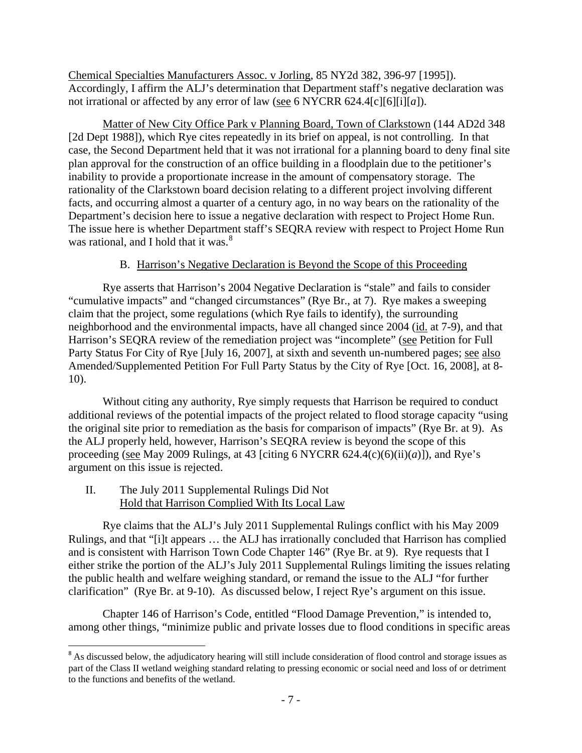Chemical Specialties Manufacturers Assoc. v Jorling, 85 NY2d 382, 396-97 [1995]). Accordingly, I affirm the ALJ's determination that Department staff's negative declaration was not irrational or affected by any error of law (see 6 NYCRR 624.4[c][6][i][*a*]).

Matter of New City Office Park v Planning Board, Town of Clarkstown (144 AD2d 348 [2d Dept 1988]), which Rye cites repeatedly in its brief on appeal, is not controlling. In that case, the Second Department held that it was not irrational for a planning board to deny final site plan approval for the construction of an office building in a floodplain due to the petitioner's inability to provide a proportionate increase in the amount of compensatory storage. The rationality of the Clarkstown board decision relating to a different project involving different facts, and occurring almost a quarter of a century ago, in no way bears on the rationality of the Department's decision here to issue a negative declaration with respect to Project Home Run. The issue here is whether Department staff's SEQRA review with respect to Project Home Run was rational, and I hold that it was.[8]

B. Harrison's Negative Declaration is Beyond the Scope of this Proceeding

Rye asserts that Harrison's 2004 Negative Declaration is "stale" and fails to consider "cumulative impacts" and "changed circumstances" (Rye Br., at 7). Rye makes a sweeping claim that the project, some regulations (which Rye fails to identify), the surrounding neighborhood and the environmental impacts, have all changed since 2004 (id. at 7-9), and that Harrison's SEQRA review of the remediation project was "incomplete" (see Petition for Full Party Status For City of Rye [July 16, 2007], at sixth and seventh un-numbered pages; see also Amended/Supplemented Petition For Full Party Status by the City of Rye [Oct. 16, 2008], at 8-10).

Without citing any authority, Rye simply requests that Harrison be required to conduct additional reviews of the potential impacts of the project related to flood storage capacity "using the original site prior to remediation as the basis for comparison of impacts" (Rye Br. at 9). As the ALJ properly held, however, Harrison's SEQRA review is beyond the scope of this proceeding (see May 2009 Rulings, at 43 [citing 6 NYCRR 624.4(c)(6)(ii)(*a*)]), and Rye's argument on this issue is rejected.

II. The July 2011 Supplemental Rulings Did Not Hold that Harrison Complied With Its Local Law

Rye claims that the ALJ's July 2011 Supplemental Rulings conflict with his May 2009 Rulings, and that "[i]t appears … the ALJ has irrationally concluded that Harrison has complied and is consistent with Harrison Town Code Chapter 146" (Rye Br. at 9). Rye requests that I either strike the portion of the ALJ's July 2011 Supplemental Rulings limiting the issues relating the public health and welfare weighing standard, or remand the issue to the ALJ "for further clarification" (Rye Br. at 9-10). As discussed below, I reject Rye's argument on this issue.

Chapter 146 of Harrison's Code, entitled "Flood Damage Prevention," is intended to, among other things, "minimize public and private losses due to flood conditions in specific areas

---

[8] As discussed below, the adjudicatory hearing will still include consideration of flood control and storage issues as part of the Class II wetland weighing standard relating to pressing economic or social need and loss of or detriment to the functions and benefits of the wetland.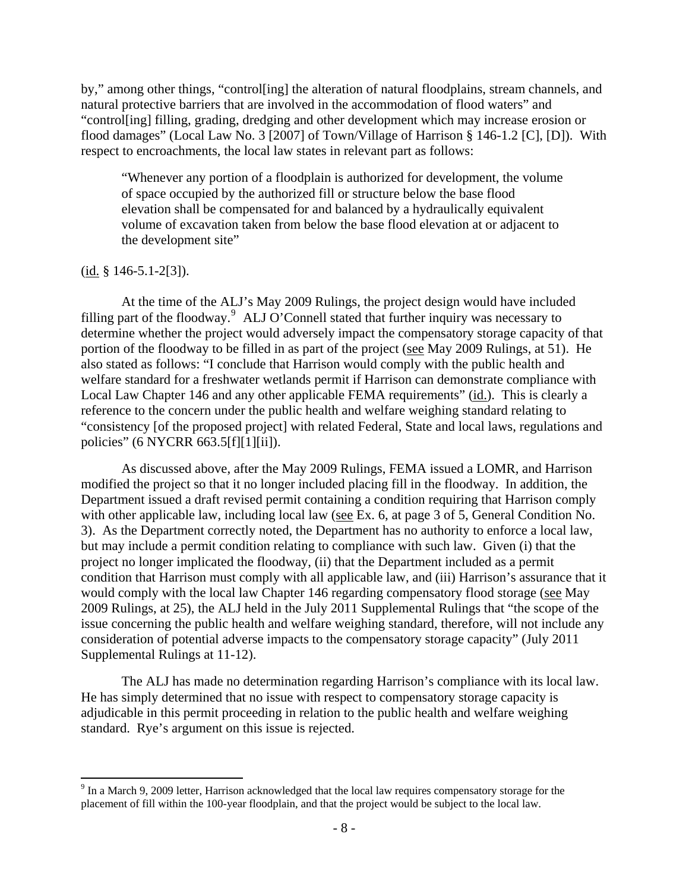by," among other things, "control[ing] the alteration of natural floodplains, stream channels, and natural protective barriers that are involved in the accommodation of flood waters" and "control[ing] filling, grading, dredging and other development which may increase erosion or flood damages" (Local Law No. 3 [2007] of Town/Village of Harrison § 146-1.2 [C], [D]). With respect to encroachments, the local law states in relevant part as follows:

> "Whenever any portion of a floodplain is authorized for development, the volume of space occupied by the authorized fill or structure below the base flood elevation shall be compensated for and balanced by a hydraulically equivalent volume of excavation taken from below the base flood elevation at or adjacent to the development site"

(id. § 146-5.1-2[3]).

At the time of the ALJ's May 2009 Rulings, the project design would have included filling part of the floodway.[9] ALJ O'Connell stated that further inquiry was necessary to determine whether the project would adversely impact the compensatory storage capacity of that portion of the floodway to be filled in as part of the project (see May 2009 Rulings, at 51). He also stated as follows: "I conclude that Harrison would comply with the public health and welfare standard for a freshwater wetlands permit if Harrison can demonstrate compliance with Local Law Chapter 146 and any other applicable FEMA requirements" (id.). This is clearly a reference to the concern under the public health and welfare weighing standard relating to "consistency [of the proposed project] with related Federal, State and local laws, regulations and policies" (6 NYCRR 663.5[f][1][ii]).

As discussed above, after the May 2009 Rulings, FEMA issued a LOMR, and Harrison modified the project so that it no longer included placing fill in the floodway. In addition, the Department issued a draft revised permit containing a condition requiring that Harrison comply with other applicable law, including local law (see Ex. 6, at page 3 of 5, General Condition No. 3). As the Department correctly noted, the Department has no authority to enforce a local law, but may include a permit condition relating to compliance with such law. Given (i) that the project no longer implicated the floodway, (ii) that the Department included as a permit condition that Harrison must comply with all applicable law, and (iii) Harrison's assurance that it would comply with the local law Chapter 146 regarding compensatory flood storage (see May 2009 Rulings, at 25), the ALJ held in the July 2011 Supplemental Rulings that "the scope of the issue concerning the public health and welfare weighing standard, therefore, will not include any consideration of potential adverse impacts to the compensatory storage capacity" (July 2011 Supplemental Rulings at 11-12).

The ALJ has made no determination regarding Harrison's compliance with its local law. He has simply determined that no issue with respect to compensatory storage capacity is adjudicable in this permit proceeding in relation to the public health and welfare weighing standard. Rye's argument on this issue is rejected.

---

[9] In a March 9, 2009 letter, Harrison acknowledged that the local law requires compensatory storage for the placement of fill within the 100-year floodplain, and that the project would be subject to the local law.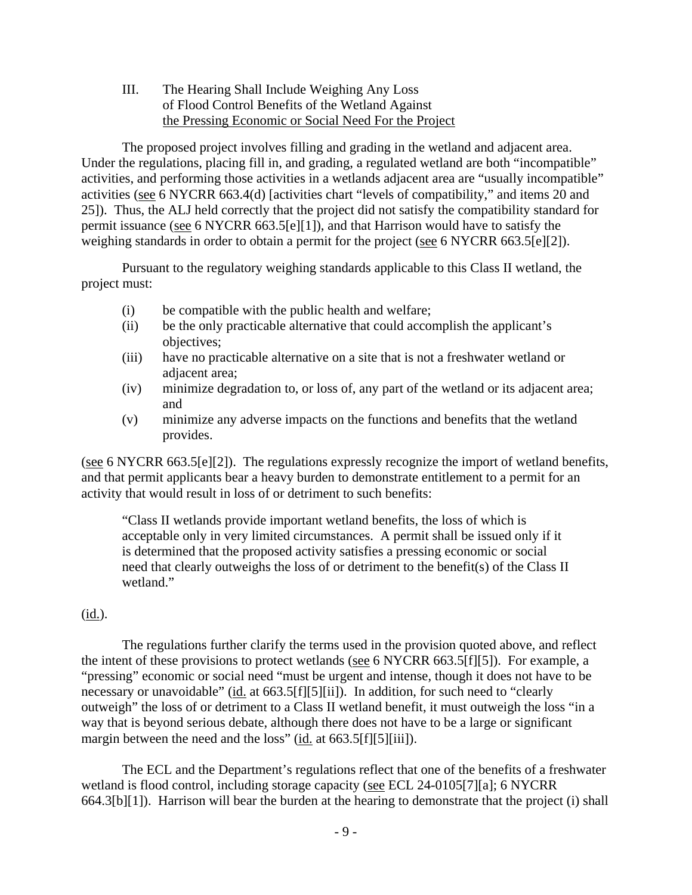## III. The Hearing Shall Include Weighing Any Loss of Flood Control Benefits of the Wetland Against the Pressing Economic or Social Need For the Project

The proposed project involves filling and grading in the wetland and adjacent area. Under the regulations, placing fill in, and grading, a regulated wetland are both "incompatible" activities, and performing those activities in a wetlands adjacent area are "usually incompatible" activities (see 6 NYCRR 663.4(d) [activities chart "levels of compatibility," and items 20 and 25]). Thus, the ALJ held correctly that the project did not satisfy the compatibility standard for permit issuance (see 6 NYCRR 663.5[e][1]), and that Harrison would have to satisfy the weighing standards in order to obtain a permit for the project (see 6 NYCRR 663.5[e][2]).

Pursuant to the regulatory weighing standards applicable to this Class II wetland, the project must:

(i) be compatible with the public health and welfare;
(ii) be the only practicable alternative that could accomplish the applicant's objectives;
(iii) have no practicable alternative on a site that is not a freshwater wetland or adjacent area;
(iv) minimize degradation to, or loss of, any part of the wetland or its adjacent area; and
(v) minimize any adverse impacts on the functions and benefits that the wetland provides.

(see 6 NYCRR 663.5[e][2]). The regulations expressly recognize the import of wetland benefits, and that permit applicants bear a heavy burden to demonstrate entitlement to a permit for an activity that would result in loss of or detriment to such benefits:

> "Class II wetlands provide important wetland benefits, the loss of which is acceptable only in very limited circumstances. A permit shall be issued only if it is determined that the proposed activity satisfies a pressing economic or social need that clearly outweighs the loss of or detriment to the benefit(s) of the Class II wetland."

(id.).

The regulations further clarify the terms used in the provision quoted above, and reflect the intent of these provisions to protect wetlands (see 6 NYCRR 663.5[f][5]). For example, a "pressing" economic or social need "must be urgent and intense, though it does not have to be necessary or unavoidable" (id. at 663.5[f][5][ii]). In addition, for such need to "clearly outweigh" the loss of or detriment to a Class II wetland benefit, it must outweigh the loss "in a way that is beyond serious debate, although there does not have to be a large or significant margin between the need and the loss" (id. at 663.5[f][5][iii]).

The ECL and the Department's regulations reflect that one of the benefits of a freshwater wetland is flood control, including storage capacity (see ECL 24-0105[7][a]; 6 NYCRR 664.3[b][1]). Harrison will bear the burden at the hearing to demonstrate that the project (i) shall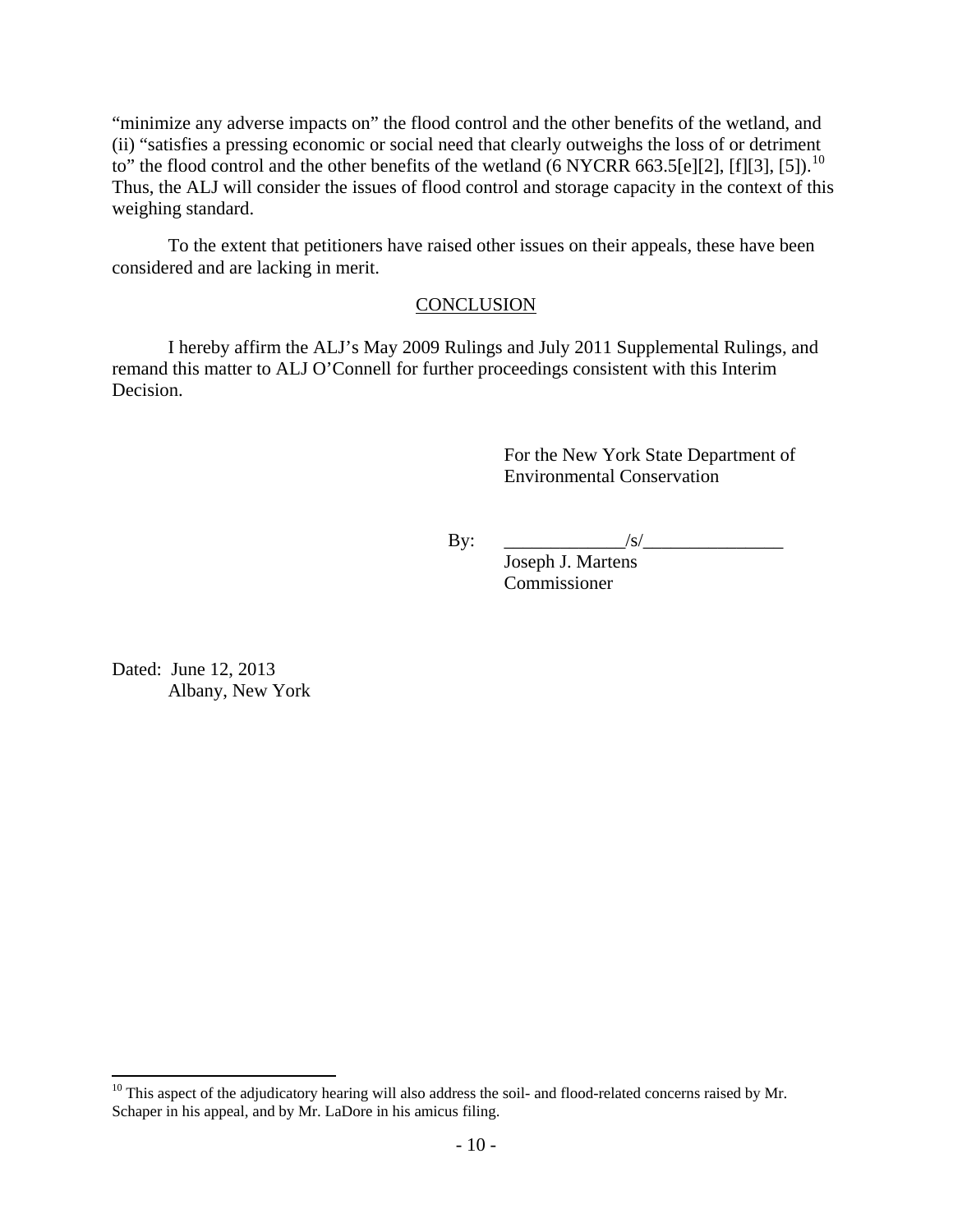"minimize any adverse impacts on" the flood control and the other benefits of the wetland, and (ii) "satisfies a pressing economic or social need that clearly outweighs the loss of or detriment to" the flood control and the other benefits of the wetland (6 NYCRR 663.5[e][2], [f][3], [5]).[10] Thus, the ALJ will consider the issues of flood control and storage capacity in the context of this weighing standard.

To the extent that petitioners have raised other issues on their appeals, these have been considered and are lacking in merit.

## CONCLUSION

I hereby affirm the ALJ's May 2009 Rulings and July 2011 Supplemental Rulings, and remand this matter to ALJ O'Connell for further proceedings consistent with this Interim Decision.

For the New York State Department of Environmental Conservation

By: _____________/s/_______________
Joseph J. Martens
Commissioner

Dated: June 12, 2013
Albany, New York

---

[10] This aspect of the adjudicatory hearing will also address the soil- and flood-related concerns raised by Mr. Schaper in his appeal, and by Mr. LaDore in his amicus filing.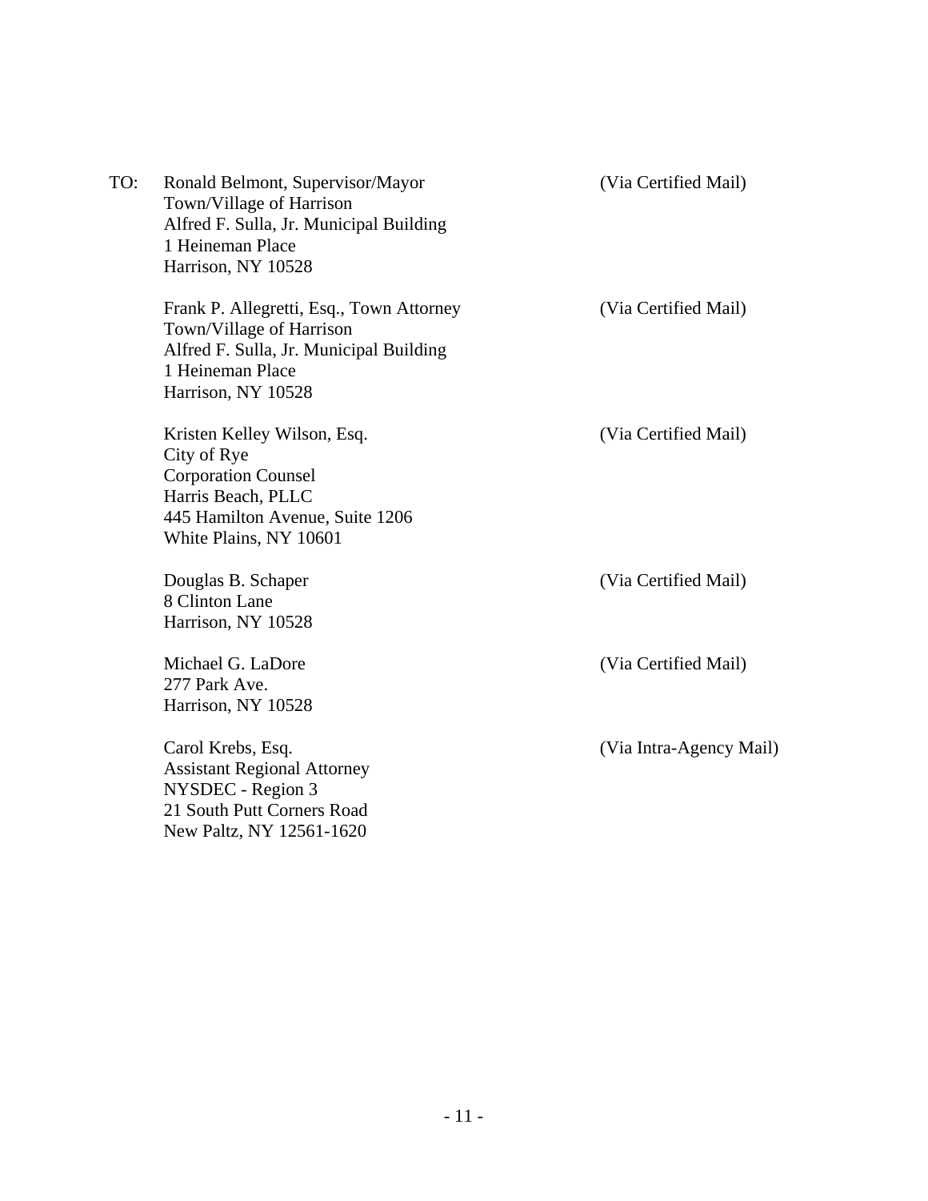TO: Ronald Belmont, Supervisor/Mayor (Via Certified Mail)
Town/Village of Harrison
Alfred F. Sulla, Jr. Municipal Building
1 Heineman Place
Harrison, NY 10528

Frank P. Allegretti, Esq., Town Attorney (Via Certified Mail)
Town/Village of Harrison
Alfred F. Sulla, Jr. Municipal Building
1 Heineman Place
Harrison, NY 10528

Kristen Kelley Wilson, Esq. (Via Certified Mail)
City of Rye
Corporation Counsel
Harris Beach, PLLC
445 Hamilton Avenue, Suite 1206
White Plains, NY 10601

Douglas B. Schaper (Via Certified Mail)
8 Clinton Lane
Harrison, NY 10528

Michael G. LaDore (Via Certified Mail)
277 Park Ave.
Harrison, NY 10528

Carol Krebs, Esq. (Via Intra-Agency Mail)
Assistant Regional Attorney
NYSDEC - Region 3
21 South Putt Corners Road
New Paltz, NY 12561-1620